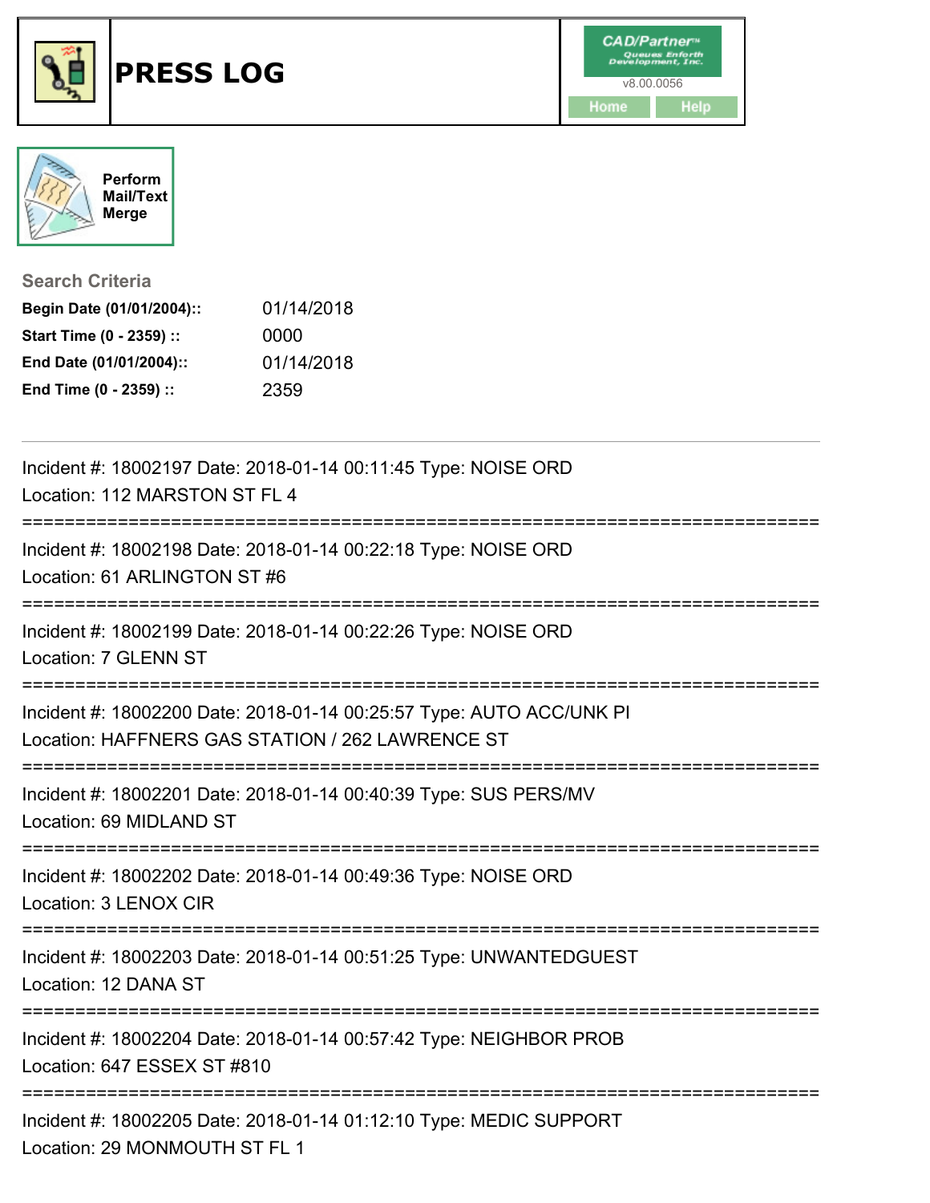# PRESS LOG

CAD/Partner™ Queues Enforth Development, Inc.
v8.00.0056

Home | Help

Perform Mail/Text Merge

## Search Criteria

**Begin Date (01/01/2004)::** 01/14/2018
**Start Time (0 - 2359) ::** 0000
**End Date (01/01/2004)::** 01/14/2018
**End Time (0 - 2359) ::** 2359

---

Incident #: 18002197 Date: 2018-01-14 00:11:45 Type: NOISE ORD
Location: 112 MARSTON ST FL 4

===========================================================================

Incident #: 18002198 Date: 2018-01-14 00:22:18 Type: NOISE ORD
Location: 61 ARLINGTON ST #6

===========================================================================

Incident #: 18002199 Date: 2018-01-14 00:22:26 Type: NOISE ORD
Location: 7 GLENN ST

===========================================================================

Incident #: 18002200 Date: 2018-01-14 00:25:57 Type: AUTO ACC/UNK PI
Location: HAFFNERS GAS STATION / 262 LAWRENCE ST

===========================================================================

Incident #: 18002201 Date: 2018-01-14 00:40:39 Type: SUS PERS/MV
Location: 69 MIDLAND ST

===========================================================================

Incident #: 18002202 Date: 2018-01-14 00:49:36 Type: NOISE ORD
Location: 3 LENOX CIR

===========================================================================

Incident #: 18002203 Date: 2018-01-14 00:51:25 Type: UNWANTEDGUEST
Location: 12 DANA ST

===========================================================================

Incident #: 18002204 Date: 2018-01-14 00:57:42 Type: NEIGHBOR PROB
Location: 647 ESSEX ST #810

===========================================================================

Incident #: 18002205 Date: 2018-01-14 01:12:10 Type: MEDIC SUPPORT
Location: 29 MONMOUTH ST FL 1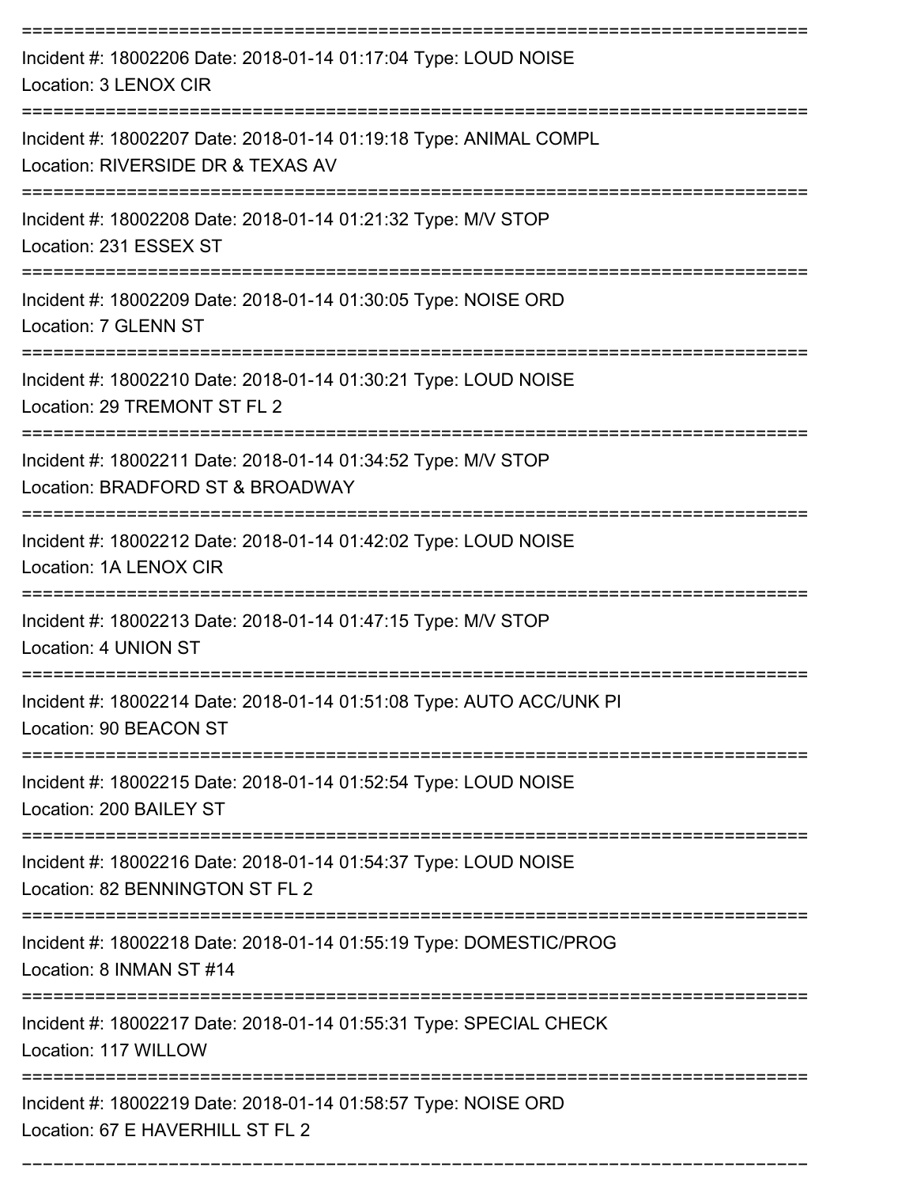Incident #: 18002206 Date: 2018-01-14 01:17:04 Type: LOUD NOISE
Location: 3 LENOX CIR

---

Incident #: 18002207 Date: 2018-01-14 01:19:18 Type: ANIMAL COMPL
Location: RIVERSIDE DR & TEXAS AV

---

Incident #: 18002208 Date: 2018-01-14 01:21:32 Type: M/V STOP
Location: 231 ESSEX ST

---

Incident #: 18002209 Date: 2018-01-14 01:30:05 Type: NOISE ORD
Location: 7 GLENN ST

---

Incident #: 18002210 Date: 2018-01-14 01:30:21 Type: LOUD NOISE
Location: 29 TREMONT ST FL 2

---

Incident #: 18002211 Date: 2018-01-14 01:34:52 Type: M/V STOP
Location: BRADFORD ST & BROADWAY

---

Incident #: 18002212 Date: 2018-01-14 01:42:02 Type: LOUD NOISE
Location: 1A LENOX CIR

---

Incident #: 18002213 Date: 2018-01-14 01:47:15 Type: M/V STOP
Location: 4 UNION ST

---

Incident #: 18002214 Date: 2018-01-14 01:51:08 Type: AUTO ACC/UNK PI
Location: 90 BEACON ST

---

Incident #: 18002215 Date: 2018-01-14 01:52:54 Type: LOUD NOISE
Location: 200 BAILEY ST

---

Incident #: 18002216 Date: 2018-01-14 01:54:37 Type: LOUD NOISE
Location: 82 BENNINGTON ST FL 2

---

Incident #: 18002218 Date: 2018-01-14 01:55:19 Type: DOMESTIC/PROG
Location: 8 INMAN ST #14

---

Incident #: 18002217 Date: 2018-01-14 01:55:31 Type: SPECIAL CHECK
Location: 117 WILLOW

---

Incident #: 18002219 Date: 2018-01-14 01:58:57 Type: NOISE ORD
Location: 67 E HAVERHILL ST FL 2

---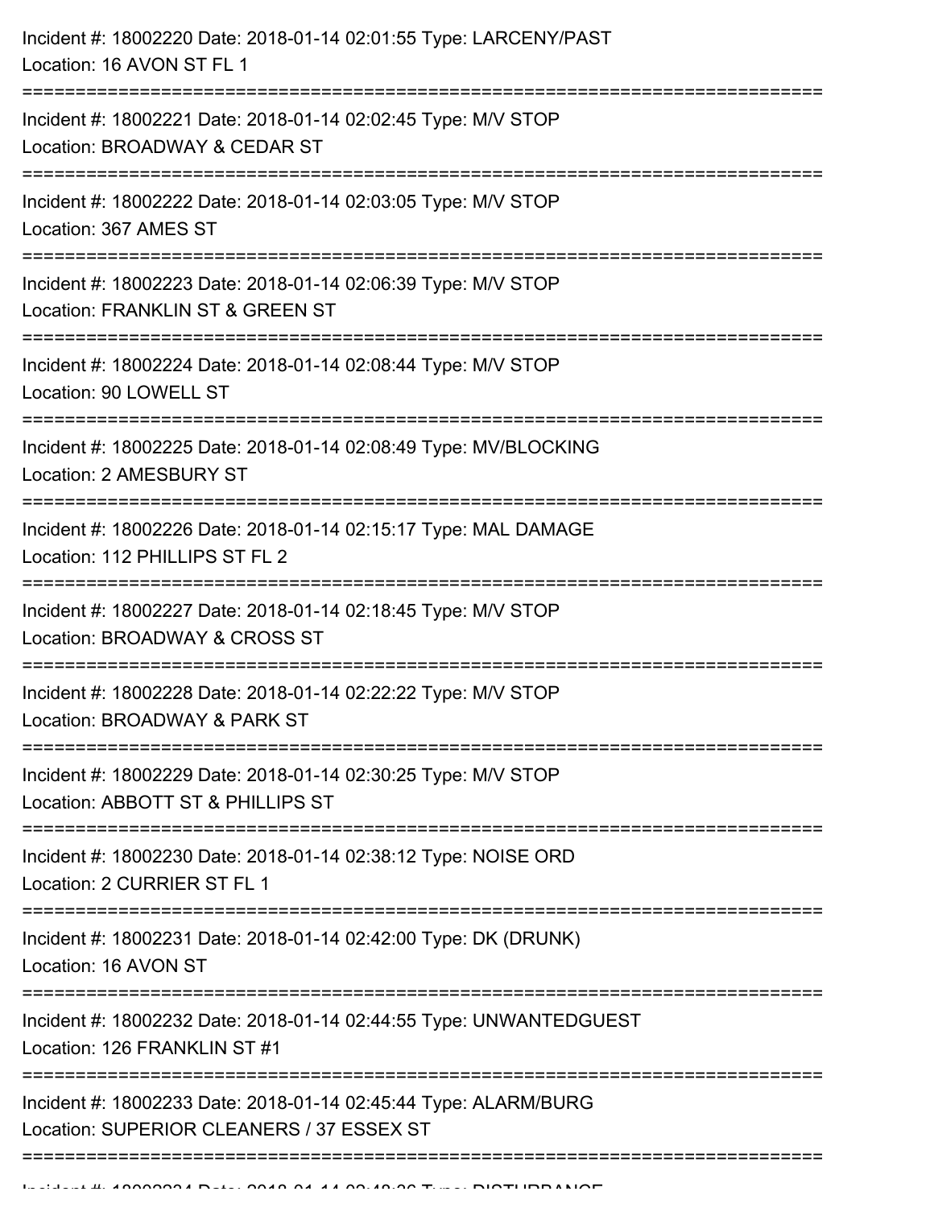Incident #: 18002220 Date: 2018-01-14 02:01:55 Type: LARCENY/PAST
Location: 16 AVON ST FL 1

===========================================================================

Incident #: 18002221 Date: 2018-01-14 02:02:45 Type: M/V STOP
Location: BROADWAY & CEDAR ST

===========================================================================

Incident #: 18002222 Date: 2018-01-14 02:03:05 Type: M/V STOP
Location: 367 AMES ST

===========================================================================

Incident #: 18002223 Date: 2018-01-14 02:06:39 Type: M/V STOP
Location: FRANKLIN ST & GREEN ST

===========================================================================

Incident #: 18002224 Date: 2018-01-14 02:08:44 Type: M/V STOP
Location: 90 LOWELL ST

===========================================================================

Incident #: 18002225 Date: 2018-01-14 02:08:49 Type: MV/BLOCKING
Location: 2 AMESBURY ST

===========================================================================

Incident #: 18002226 Date: 2018-01-14 02:15:17 Type: MAL DAMAGE
Location: 112 PHILLIPS ST FL 2

===========================================================================

Incident #: 18002227 Date: 2018-01-14 02:18:45 Type: M/V STOP
Location: BROADWAY & CROSS ST

===========================================================================

Incident #: 18002228 Date: 2018-01-14 02:22:22 Type: M/V STOP
Location: BROADWAY & PARK ST

===========================================================================

Incident #: 18002229 Date: 2018-01-14 02:30:25 Type: M/V STOP
Location: ABBOTT ST & PHILLIPS ST

===========================================================================

Incident #: 18002230 Date: 2018-01-14 02:38:12 Type: NOISE ORD
Location: 2 CURRIER ST FL 1

===========================================================================

Incident #: 18002231 Date: 2018-01-14 02:42:00 Type: DK (DRUNK)
Location: 16 AVON ST

===========================================================================

Incident #: 18002232 Date: 2018-01-14 02:44:55 Type: UNWANTEDGUEST
Location: 126 FRANKLIN ST #1

===========================================================================

Incident #: 18002233 Date: 2018-01-14 02:45:44 Type: ALARM/BURG
Location: SUPERIOR CLEANERS / 37 ESSEX ST

===========================================================================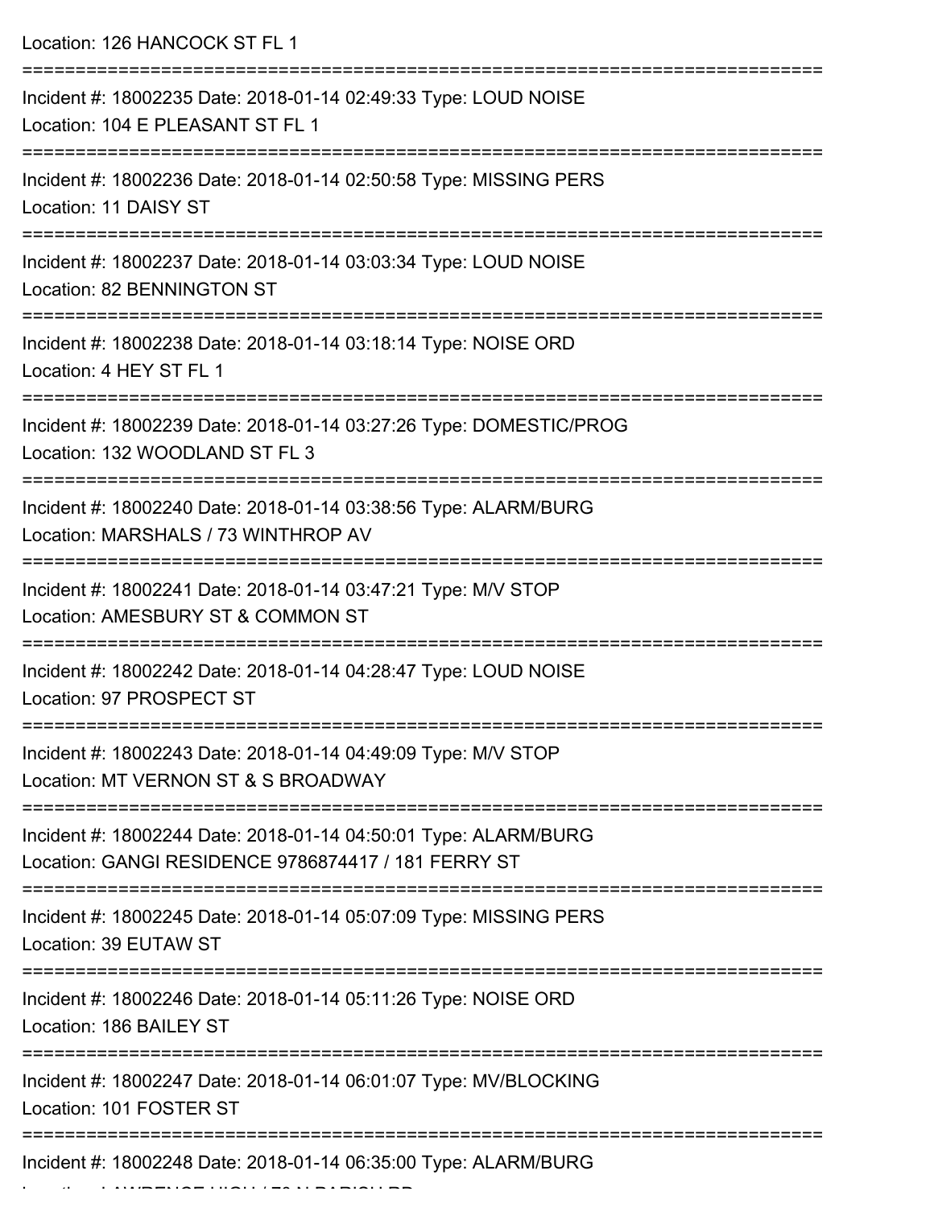Location: 126 HANCOCK ST FL 1

===========================================================================

Incident #: 18002235 Date: 2018-01-14 02:49:33 Type: LOUD NOISE
Location: 104 E PLEASANT ST FL 1

===========================================================================

Incident #: 18002236 Date: 2018-01-14 02:50:58 Type: MISSING PERS
Location: 11 DAISY ST

===========================================================================

Incident #: 18002237 Date: 2018-01-14 03:03:34 Type: LOUD NOISE
Location: 82 BENNINGTON ST

===========================================================================

Incident #: 18002238 Date: 2018-01-14 03:18:14 Type: NOISE ORD
Location: 4 HEY ST FL 1

===========================================================================

Incident #: 18002239 Date: 2018-01-14 03:27:26 Type: DOMESTIC/PROG
Location: 132 WOODLAND ST FL 3

===========================================================================

Incident #: 18002240 Date: 2018-01-14 03:38:56 Type: ALARM/BURG
Location: MARSHALS / 73 WINTHROP AV

===========================================================================

Incident #: 18002241 Date: 2018-01-14 03:47:21 Type: M/V STOP
Location: AMESBURY ST & COMMON ST

===========================================================================

Incident #: 18002242 Date: 2018-01-14 04:28:47 Type: LOUD NOISE
Location: 97 PROSPECT ST

===========================================================================

Incident #: 18002243 Date: 2018-01-14 04:49:09 Type: M/V STOP
Location: MT VERNON ST & S BROADWAY

===========================================================================

Incident #: 18002244 Date: 2018-01-14 04:50:01 Type: ALARM/BURG
Location: GANGI RESIDENCE 9786874417 / 181 FERRY ST

===========================================================================

Incident #: 18002245 Date: 2018-01-14 05:07:09 Type: MISSING PERS
Location: 39 EUTAW ST

===========================================================================

Incident #: 18002246 Date: 2018-01-14 05:11:26 Type: NOISE ORD
Location: 186 BAILEY ST

===========================================================================

Incident #: 18002247 Date: 2018-01-14 06:01:07 Type: MV/BLOCKING
Location: 101 FOSTER ST

===========================================================================

Incident #: 18002248 Date: 2018-01-14 06:35:00 Type: ALARM/BURG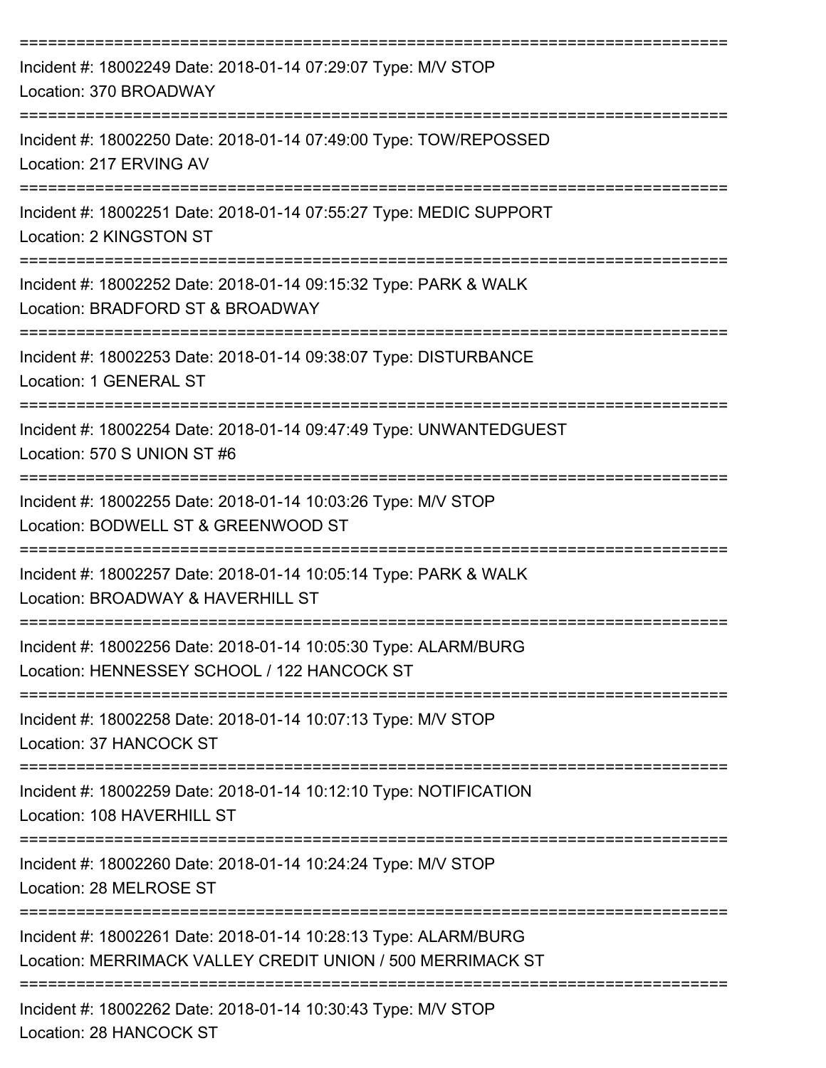===========================================================================

Incident #: 18002249 Date: 2018-01-14 07:29:07 Type: M/V STOP
Location: 370 BROADWAY

===========================================================================

Incident #: 18002250 Date: 2018-01-14 07:49:00 Type: TOW/REPOSSED
Location: 217 ERVING AV

===========================================================================

Incident #: 18002251 Date: 2018-01-14 07:55:27 Type: MEDIC SUPPORT
Location: 2 KINGSTON ST

===========================================================================

Incident #: 18002252 Date: 2018-01-14 09:15:32 Type: PARK & WALK
Location: BRADFORD ST & BROADWAY

===========================================================================

Incident #: 18002253 Date: 2018-01-14 09:38:07 Type: DISTURBANCE
Location: 1 GENERAL ST

===========================================================================

Incident #: 18002254 Date: 2018-01-14 09:47:49 Type: UNWANTEDGUEST
Location: 570 S UNION ST #6

===========================================================================

Incident #: 18002255 Date: 2018-01-14 10:03:26 Type: M/V STOP
Location: BODWELL ST & GREENWOOD ST

===========================================================================

Incident #: 18002257 Date: 2018-01-14 10:05:14 Type: PARK & WALK
Location: BROADWAY & HAVERHILL ST

===========================================================================

Incident #: 18002256 Date: 2018-01-14 10:05:30 Type: ALARM/BURG
Location: HENNESSEY SCHOOL / 122 HANCOCK ST

===========================================================================

Incident #: 18002258 Date: 2018-01-14 10:07:13 Type: M/V STOP
Location: 37 HANCOCK ST

===========================================================================

Incident #: 18002259 Date: 2018-01-14 10:12:10 Type: NOTIFICATION
Location: 108 HAVERHILL ST

===========================================================================

Incident #: 18002260 Date: 2018-01-14 10:24:24 Type: M/V STOP
Location: 28 MELROSE ST

===========================================================================

Incident #: 18002261 Date: 2018-01-14 10:28:13 Type: ALARM/BURG
Location: MERRIMACK VALLEY CREDIT UNION / 500 MERRIMACK ST

===========================================================================

Incident #: 18002262 Date: 2018-01-14 10:30:43 Type: M/V STOP
Location: 28 HANCOCK ST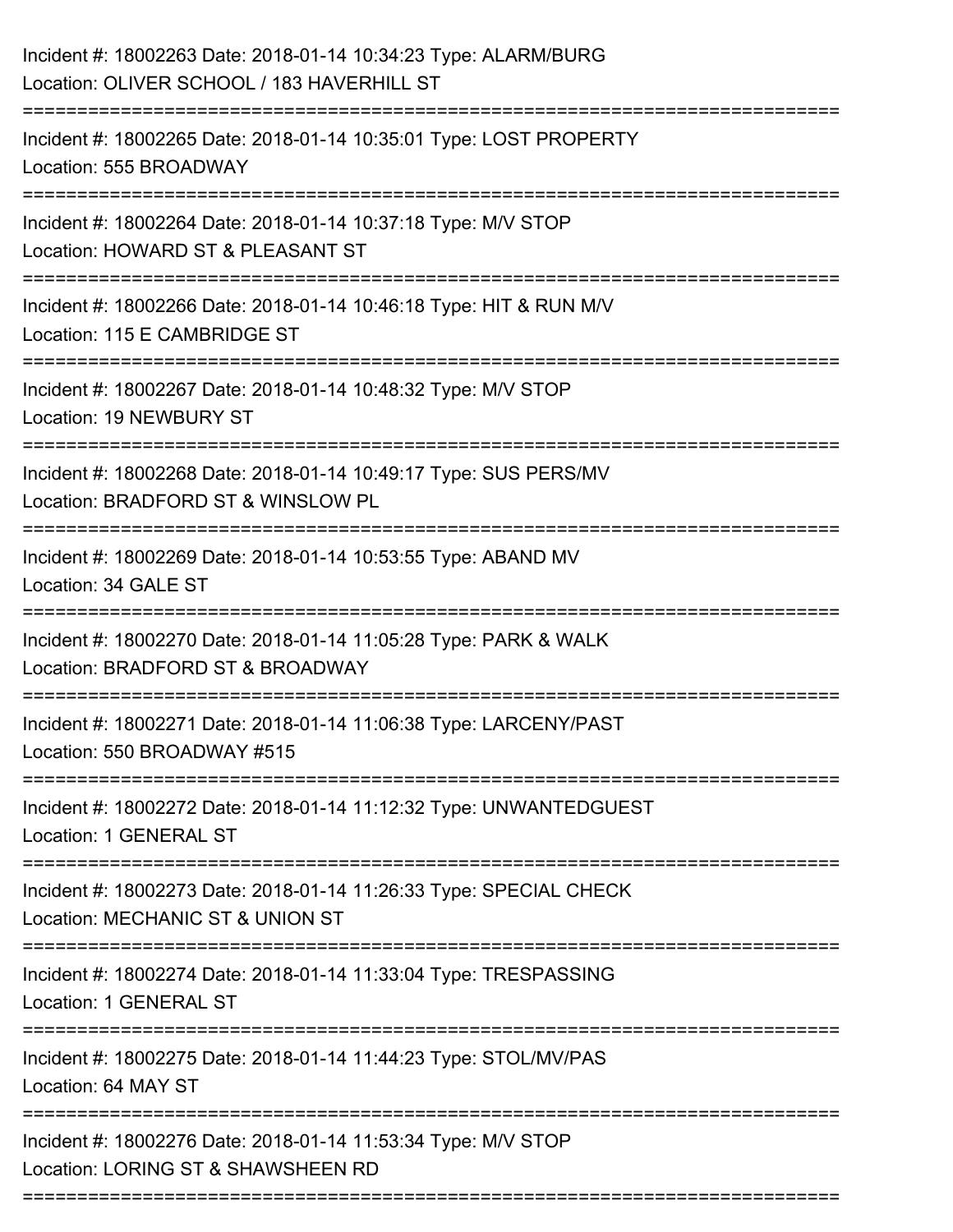Incident #: 18002263 Date: 2018-01-14 10:34:23 Type: ALARM/BURG
Location: OLIVER SCHOOL / 183 HAVERHILL ST

===========================================================================

Incident #: 18002265 Date: 2018-01-14 10:35:01 Type: LOST PROPERTY
Location: 555 BROADWAY

===========================================================================

Incident #: 18002264 Date: 2018-01-14 10:37:18 Type: M/V STOP
Location: HOWARD ST & PLEASANT ST

===========================================================================

Incident #: 18002266 Date: 2018-01-14 10:46:18 Type: HIT & RUN M/V
Location: 115 E CAMBRIDGE ST

===========================================================================

Incident #: 18002267 Date: 2018-01-14 10:48:32 Type: M/V STOP
Location: 19 NEWBURY ST

===========================================================================

Incident #: 18002268 Date: 2018-01-14 10:49:17 Type: SUS PERS/MV
Location: BRADFORD ST & WINSLOW PL

===========================================================================

Incident #: 18002269 Date: 2018-01-14 10:53:55 Type: ABAND MV
Location: 34 GALE ST

===========================================================================

Incident #: 18002270 Date: 2018-01-14 11:05:28 Type: PARK & WALK
Location: BRADFORD ST & BROADWAY

===========================================================================

Incident #: 18002271 Date: 2018-01-14 11:06:38 Type: LARCENY/PAST
Location: 550 BROADWAY #515

===========================================================================

Incident #: 18002272 Date: 2018-01-14 11:12:32 Type: UNWANTEDGUEST
Location: 1 GENERAL ST

===========================================================================

Incident #: 18002273 Date: 2018-01-14 11:26:33 Type: SPECIAL CHECK
Location: MECHANIC ST & UNION ST

===========================================================================

Incident #: 18002274 Date: 2018-01-14 11:33:04 Type: TRESPASSING
Location: 1 GENERAL ST

===========================================================================

Incident #: 18002275 Date: 2018-01-14 11:44:23 Type: STOL/MV/PAS
Location: 64 MAY ST

===========================================================================

Incident #: 18002276 Date: 2018-01-14 11:53:34 Type: M/V STOP
Location: LORING ST & SHAWSHEEN RD

===========================================================================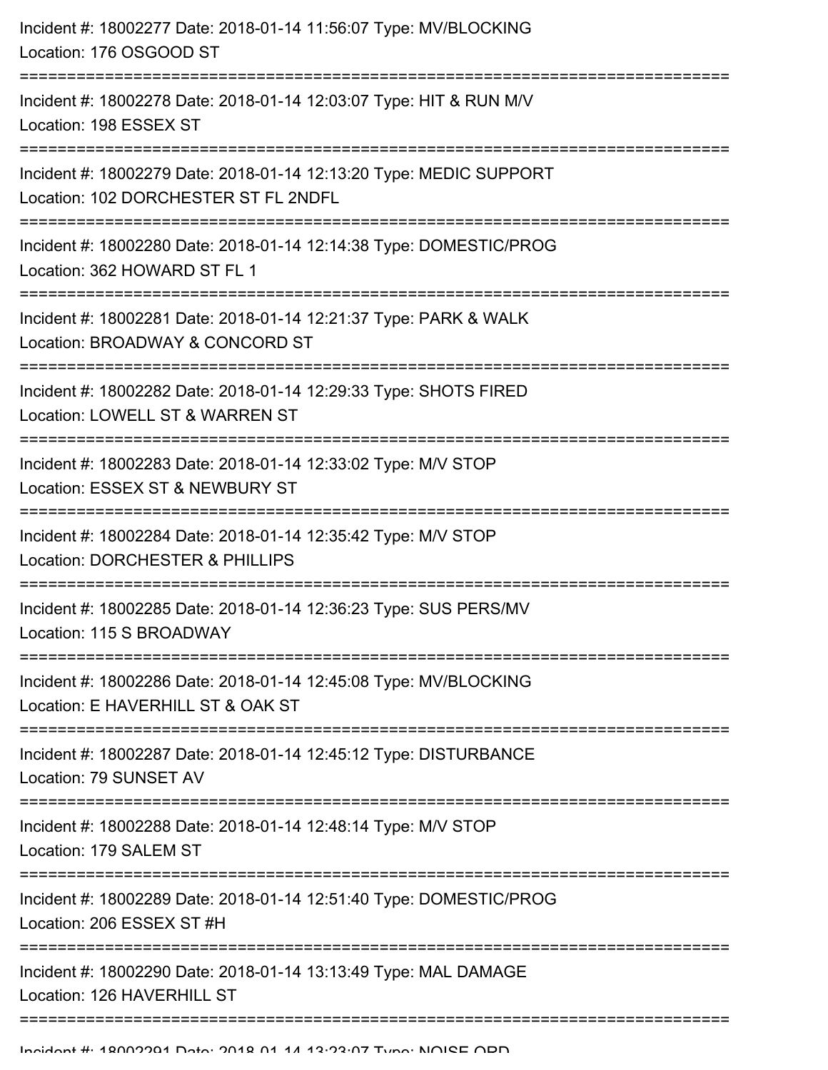Incident #: 18002277 Date: 2018-01-14 11:56:07 Type: MV/BLOCKING
Location: 176 OSGOOD ST

===========================================================================

Incident #: 18002278 Date: 2018-01-14 12:03:07 Type: HIT & RUN M/V
Location: 198 ESSEX ST

===========================================================================

Incident #: 18002279 Date: 2018-01-14 12:13:20 Type: MEDIC SUPPORT
Location: 102 DORCHESTER ST FL 2NDFL

===========================================================================

Incident #: 18002280 Date: 2018-01-14 12:14:38 Type: DOMESTIC/PROG
Location: 362 HOWARD ST FL 1

===========================================================================

Incident #: 18002281 Date: 2018-01-14 12:21:37 Type: PARK & WALK
Location: BROADWAY & CONCORD ST

===========================================================================

Incident #: 18002282 Date: 2018-01-14 12:29:33 Type: SHOTS FIRED
Location: LOWELL ST & WARREN ST

===========================================================================

Incident #: 18002283 Date: 2018-01-14 12:33:02 Type: M/V STOP
Location: ESSEX ST & NEWBURY ST

===========================================================================

Incident #: 18002284 Date: 2018-01-14 12:35:42 Type: M/V STOP
Location: DORCHESTER & PHILLIPS

===========================================================================

Incident #: 18002285 Date: 2018-01-14 12:36:23 Type: SUS PERS/MV
Location: 115 S BROADWAY

===========================================================================

Incident #: 18002286 Date: 2018-01-14 12:45:08 Type: MV/BLOCKING
Location: E HAVERHILL ST & OAK ST

===========================================================================

Incident #: 18002287 Date: 2018-01-14 12:45:12 Type: DISTURBANCE
Location: 79 SUNSET AV

===========================================================================

Incident #: 18002288 Date: 2018-01-14 12:48:14 Type: M/V STOP
Location: 179 SALEM ST

===========================================================================

Incident #: 18002289 Date: 2018-01-14 12:51:40 Type: DOMESTIC/PROG
Location: 206 ESSEX ST #H

===========================================================================

Incident #: 18002290 Date: 2018-01-14 13:13:49 Type: MAL DAMAGE
Location: 126 HAVERHILL ST

===========================================================================

Incident #: 18002291 Date: 2018-01-14 13:23:07 Type: NOISE ORD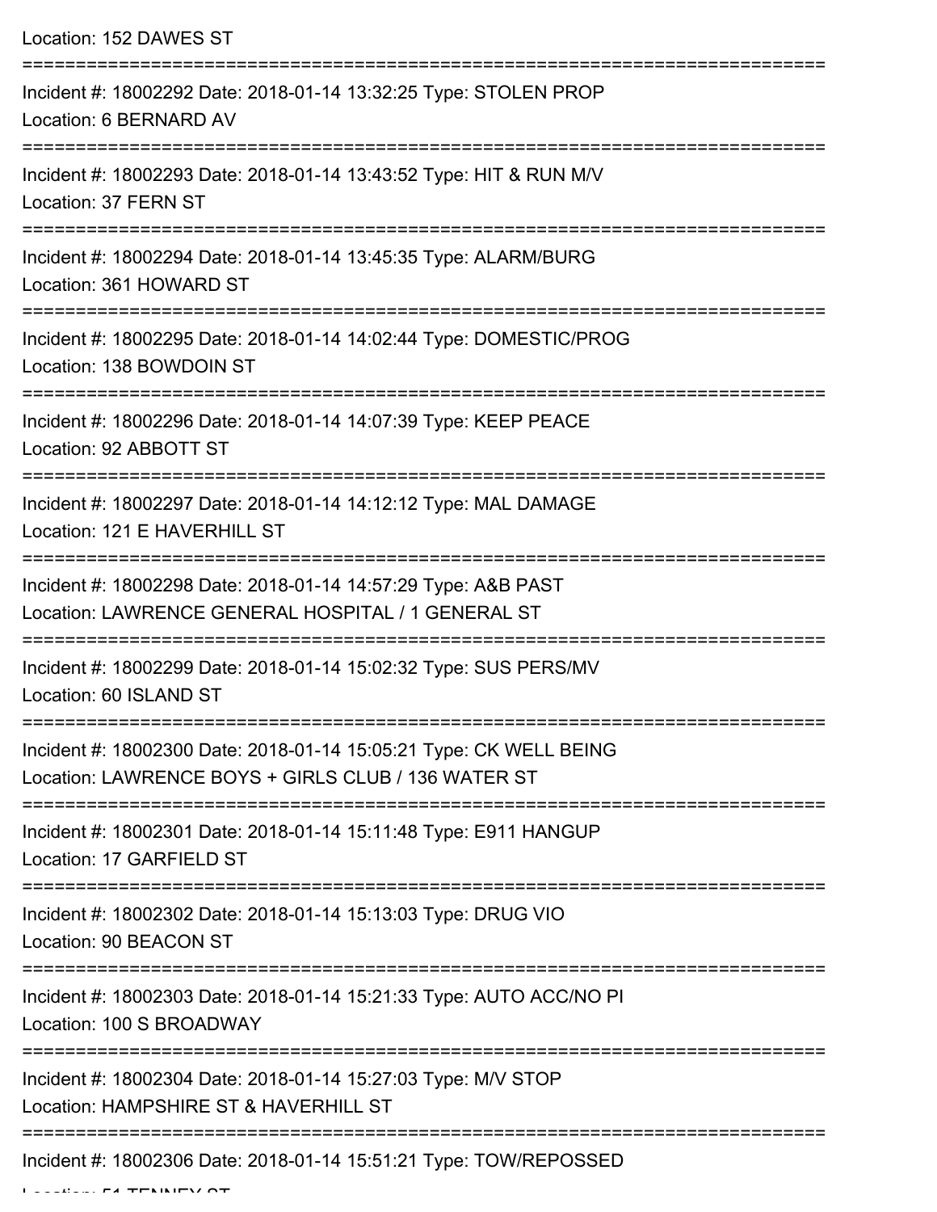Location: 152 DAWES ST

===========================================================================

Incident #: 18002292 Date: 2018-01-14 13:32:25 Type: STOLEN PROP
Location: 6 BERNARD AV

===========================================================================

Incident #: 18002293 Date: 2018-01-14 13:43:52 Type: HIT & RUN M/V
Location: 37 FERN ST

===========================================================================

Incident #: 18002294 Date: 2018-01-14 13:45:35 Type: ALARM/BURG
Location: 361 HOWARD ST

===========================================================================

Incident #: 18002295 Date: 2018-01-14 14:02:44 Type: DOMESTIC/PROG
Location: 138 BOWDOIN ST

===========================================================================

Incident #: 18002296 Date: 2018-01-14 14:07:39 Type: KEEP PEACE
Location: 92 ABBOTT ST

===========================================================================

Incident #: 18002297 Date: 2018-01-14 14:12:12 Type: MAL DAMAGE
Location: 121 E HAVERHILL ST

===========================================================================

Incident #: 18002298 Date: 2018-01-14 14:57:29 Type: A&B PAST
Location: LAWRENCE GENERAL HOSPITAL / 1 GENERAL ST

===========================================================================

Incident #: 18002299 Date: 2018-01-14 15:02:32 Type: SUS PERS/MV
Location: 60 ISLAND ST

===========================================================================

Incident #: 18002300 Date: 2018-01-14 15:05:21 Type: CK WELL BEING
Location: LAWRENCE BOYS + GIRLS CLUB / 136 WATER ST

===========================================================================

Incident #: 18002301 Date: 2018-01-14 15:11:48 Type: E911 HANGUP
Location: 17 GARFIELD ST

===========================================================================

Incident #: 18002302 Date: 2018-01-14 15:13:03 Type: DRUG VIO
Location: 90 BEACON ST

===========================================================================

Incident #: 18002303 Date: 2018-01-14 15:21:33 Type: AUTO ACC/NO PI
Location: 100 S BROADWAY

===========================================================================

Incident #: 18002304 Date: 2018-01-14 15:27:03 Type: M/V STOP
Location: HAMPSHIRE ST & HAVERHILL ST

===========================================================================

Incident #: 18002306 Date: 2018-01-14 15:51:21 Type: TOW/REPOSSED
Location: 51 TENNEY ST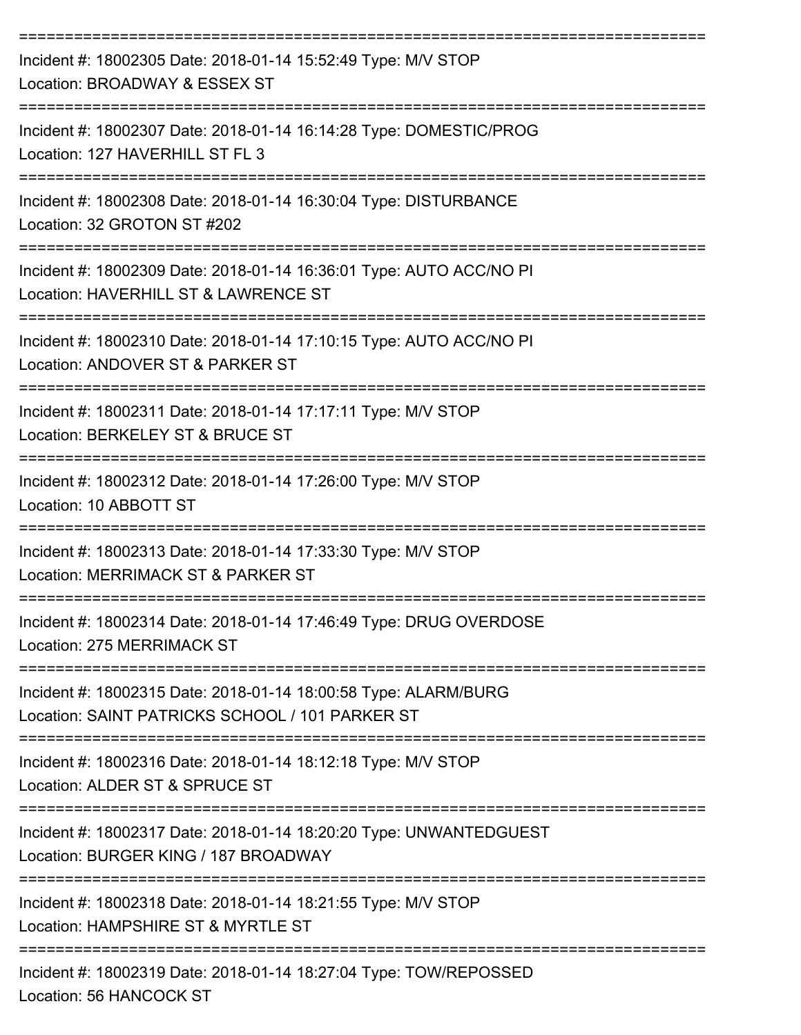===========================================================================

Incident #: 18002305 Date: 2018-01-14 15:52:49 Type: M/V STOP
Location: BROADWAY & ESSEX ST

===========================================================================

Incident #: 18002307 Date: 2018-01-14 16:14:28 Type: DOMESTIC/PROG
Location: 127 HAVERHILL ST FL 3

===========================================================================

Incident #: 18002308 Date: 2018-01-14 16:30:04 Type: DISTURBANCE
Location: 32 GROTON ST #202

===========================================================================

Incident #: 18002309 Date: 2018-01-14 16:36:01 Type: AUTO ACC/NO PI
Location: HAVERHILL ST & LAWRENCE ST

===========================================================================

Incident #: 18002310 Date: 2018-01-14 17:10:15 Type: AUTO ACC/NO PI
Location: ANDOVER ST & PARKER ST

===========================================================================

Incident #: 18002311 Date: 2018-01-14 17:17:11 Type: M/V STOP
Location: BERKELEY ST & BRUCE ST

===========================================================================

Incident #: 18002312 Date: 2018-01-14 17:26:00 Type: M/V STOP
Location: 10 ABBOTT ST

===========================================================================

Incident #: 18002313 Date: 2018-01-14 17:33:30 Type: M/V STOP
Location: MERRIMACK ST & PARKER ST

===========================================================================

Incident #: 18002314 Date: 2018-01-14 17:46:49 Type: DRUG OVERDOSE
Location: 275 MERRIMACK ST

===========================================================================

Incident #: 18002315 Date: 2018-01-14 18:00:58 Type: ALARM/BURG
Location: SAINT PATRICKS SCHOOL / 101 PARKER ST

===========================================================================

Incident #: 18002316 Date: 2018-01-14 18:12:18 Type: M/V STOP
Location: ALDER ST & SPRUCE ST

===========================================================================

Incident #: 18002317 Date: 2018-01-14 18:20:20 Type: UNWANTEDGUEST
Location: BURGER KING / 187 BROADWAY

===========================================================================

Incident #: 18002318 Date: 2018-01-14 18:21:55 Type: M/V STOP
Location: HAMPSHIRE ST & MYRTLE ST

===========================================================================

Incident #: 18002319 Date: 2018-01-14 18:27:04 Type: TOW/REPOSSED
Location: 56 HANCOCK ST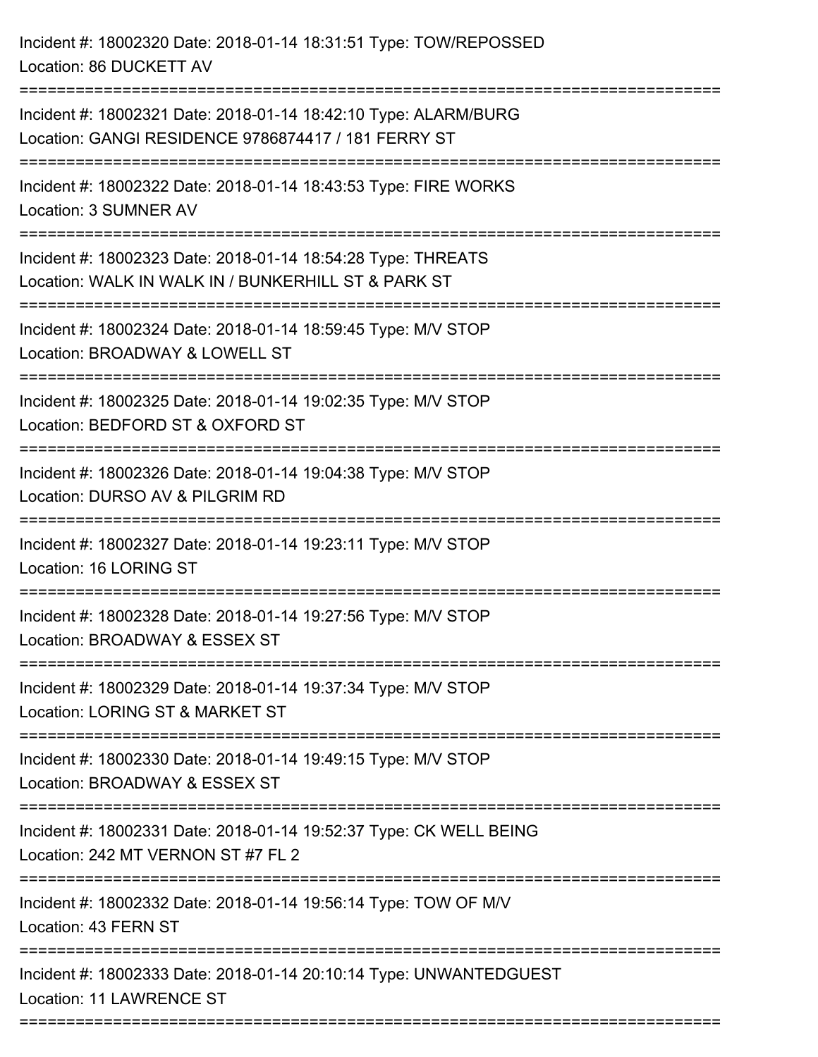Incident #: 18002320 Date: 2018-01-14 18:31:51 Type: TOW/REPOSSED
Location: 86 DUCKETT AV

===========================================================================

Incident #: 18002321 Date: 2018-01-14 18:42:10 Type: ALARM/BURG
Location: GANGI RESIDENCE 9786874417 / 181 FERRY ST

===========================================================================

Incident #: 18002322 Date: 2018-01-14 18:43:53 Type: FIRE WORKS
Location: 3 SUMNER AV

===========================================================================

Incident #: 18002323 Date: 2018-01-14 18:54:28 Type: THREATS
Location: WALK IN WALK IN / BUNKERHILL ST & PARK ST

===========================================================================

Incident #: 18002324 Date: 2018-01-14 18:59:45 Type: M/V STOP
Location: BROADWAY & LOWELL ST

===========================================================================

Incident #: 18002325 Date: 2018-01-14 19:02:35 Type: M/V STOP
Location: BEDFORD ST & OXFORD ST

===========================================================================

Incident #: 18002326 Date: 2018-01-14 19:04:38 Type: M/V STOP
Location: DURSO AV & PILGRIM RD

===========================================================================

Incident #: 18002327 Date: 2018-01-14 19:23:11 Type: M/V STOP
Location: 16 LORING ST

===========================================================================

Incident #: 18002328 Date: 2018-01-14 19:27:56 Type: M/V STOP
Location: BROADWAY & ESSEX ST

===========================================================================

Incident #: 18002329 Date: 2018-01-14 19:37:34 Type: M/V STOP
Location: LORING ST & MARKET ST

===========================================================================

Incident #: 18002330 Date: 2018-01-14 19:49:15 Type: M/V STOP
Location: BROADWAY & ESSEX ST

===========================================================================

Incident #: 18002331 Date: 2018-01-14 19:52:37 Type: CK WELL BEING
Location: 242 MT VERNON ST #7 FL 2

===========================================================================

Incident #: 18002332 Date: 2018-01-14 19:56:14 Type: TOW OF M/V
Location: 43 FERN ST

===========================================================================

Incident #: 18002333 Date: 2018-01-14 20:10:14 Type: UNWANTEDGUEST
Location: 11 LAWRENCE ST

===========================================================================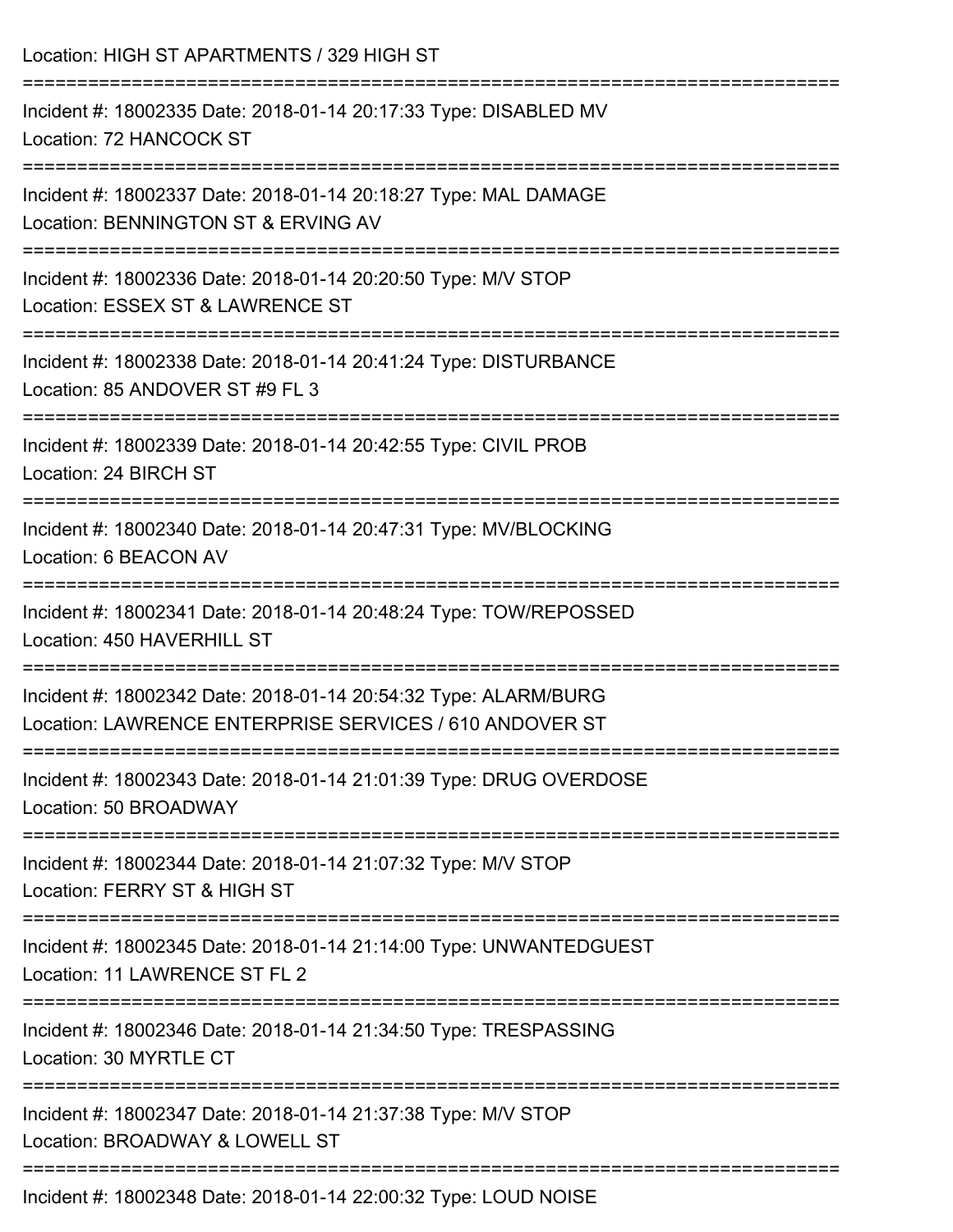Location: HIGH ST APARTMENTS / 329 HIGH ST

===========================================================================

Incident #: 18002335 Date: 2018-01-14 20:17:33 Type: DISABLED MV
Location: 72 HANCOCK ST

===========================================================================

Incident #: 18002337 Date: 2018-01-14 20:18:27 Type: MAL DAMAGE
Location: BENNINGTON ST & ERVING AV

===========================================================================

Incident #: 18002336 Date: 2018-01-14 20:20:50 Type: M/V STOP
Location: ESSEX ST & LAWRENCE ST

===========================================================================

Incident #: 18002338 Date: 2018-01-14 20:41:24 Type: DISTURBANCE
Location: 85 ANDOVER ST #9 FL 3

===========================================================================

Incident #: 18002339 Date: 2018-01-14 20:42:55 Type: CIVIL PROB
Location: 24 BIRCH ST

===========================================================================

Incident #: 18002340 Date: 2018-01-14 20:47:31 Type: MV/BLOCKING
Location: 6 BEACON AV

===========================================================================

Incident #: 18002341 Date: 2018-01-14 20:48:24 Type: TOW/REPOSSED
Location: 450 HAVERHILL ST

===========================================================================

Incident #: 18002342 Date: 2018-01-14 20:54:32 Type: ALARM/BURG
Location: LAWRENCE ENTERPRISE SERVICES / 610 ANDOVER ST

===========================================================================

Incident #: 18002343 Date: 2018-01-14 21:01:39 Type: DRUG OVERDOSE
Location: 50 BROADWAY

===========================================================================

Incident #: 18002344 Date: 2018-01-14 21:07:32 Type: M/V STOP
Location: FERRY ST & HIGH ST

===========================================================================

Incident #: 18002345 Date: 2018-01-14 21:14:00 Type: UNWANTEDGUEST
Location: 11 LAWRENCE ST FL 2

===========================================================================

Incident #: 18002346 Date: 2018-01-14 21:34:50 Type: TRESPASSING
Location: 30 MYRTLE CT

===========================================================================

Incident #: 18002347 Date: 2018-01-14 21:37:38 Type: M/V STOP
Location: BROADWAY & LOWELL ST

===========================================================================

Incident #: 18002348 Date: 2018-01-14 22:00:32 Type: LOUD NOISE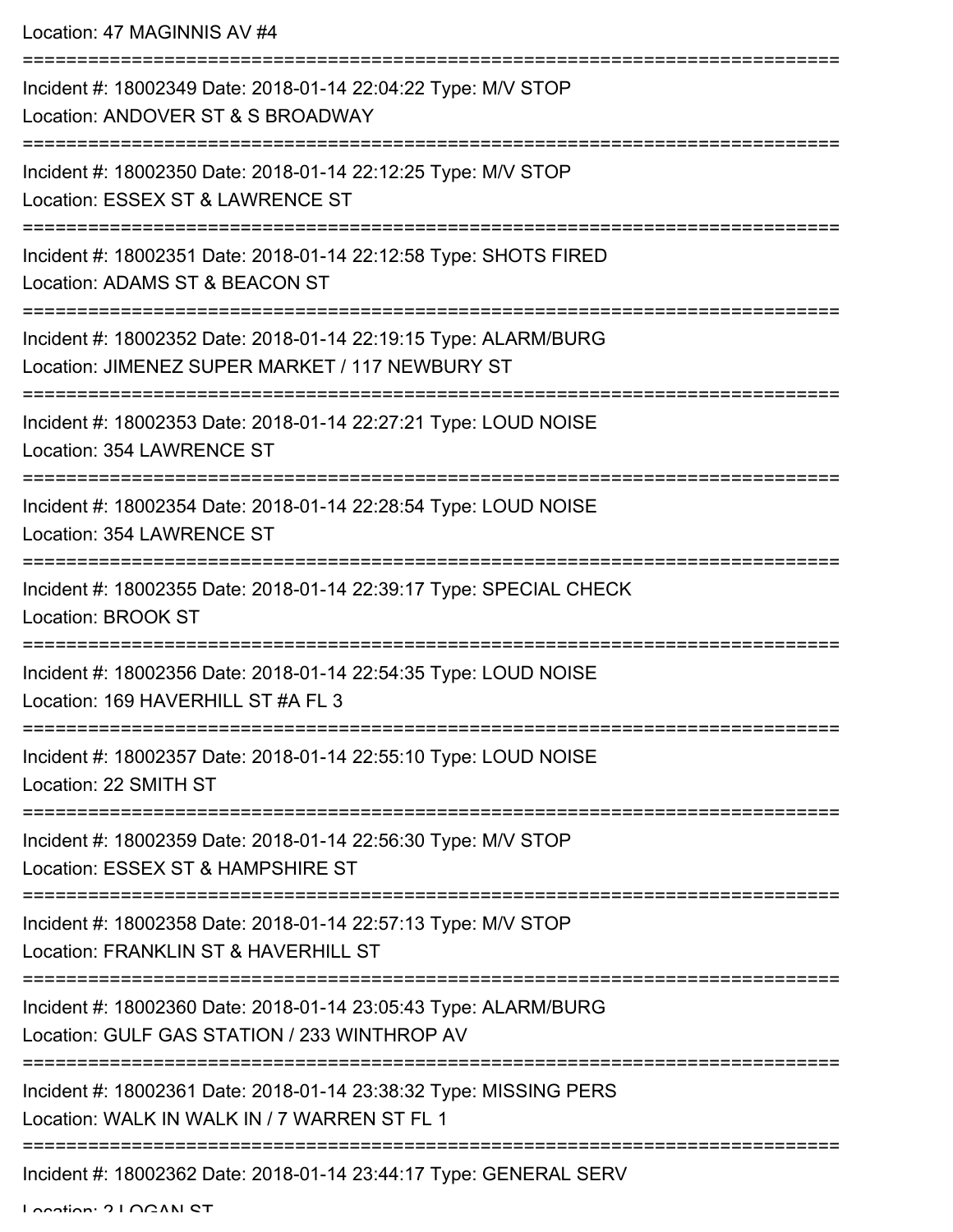Location: 47 MAGINNIS AV #4

===========================================================================

Incident #: 18002349 Date: 2018-01-14 22:04:22 Type: M/V STOP
Location: ANDOVER ST & S BROADWAY

===========================================================================

Incident #: 18002350 Date: 2018-01-14 22:12:25 Type: M/V STOP
Location: ESSEX ST & LAWRENCE ST

===========================================================================

Incident #: 18002351 Date: 2018-01-14 22:12:58 Type: SHOTS FIRED
Location: ADAMS ST & BEACON ST

===========================================================================

Incident #: 18002352 Date: 2018-01-14 22:19:15 Type: ALARM/BURG
Location: JIMENEZ SUPER MARKET / 117 NEWBURY ST

===========================================================================

Incident #: 18002353 Date: 2018-01-14 22:27:21 Type: LOUD NOISE
Location: 354 LAWRENCE ST

===========================================================================

Incident #: 18002354 Date: 2018-01-14 22:28:54 Type: LOUD NOISE
Location: 354 LAWRENCE ST

===========================================================================

Incident #: 18002355 Date: 2018-01-14 22:39:17 Type: SPECIAL CHECK
Location: BROOK ST

===========================================================================

Incident #: 18002356 Date: 2018-01-14 22:54:35 Type: LOUD NOISE
Location: 169 HAVERHILL ST #A FL 3

===========================================================================

Incident #: 18002357 Date: 2018-01-14 22:55:10 Type: LOUD NOISE
Location: 22 SMITH ST

===========================================================================

Incident #: 18002359 Date: 2018-01-14 22:56:30 Type: M/V STOP
Location: ESSEX ST & HAMPSHIRE ST

===========================================================================

Incident #: 18002358 Date: 2018-01-14 22:57:13 Type: M/V STOP
Location: FRANKLIN ST & HAVERHILL ST

===========================================================================

Incident #: 18002360 Date: 2018-01-14 23:05:43 Type: ALARM/BURG
Location: GULF GAS STATION / 233 WINTHROP AV

===========================================================================

Incident #: 18002361 Date: 2018-01-14 23:38:32 Type: MISSING PERS
Location: WALK IN WALK IN / 7 WARREN ST FL 1

===========================================================================

Incident #: 18002362 Date: 2018-01-14 23:44:17 Type: GENERAL SERV
Location: 2 LOGAN ST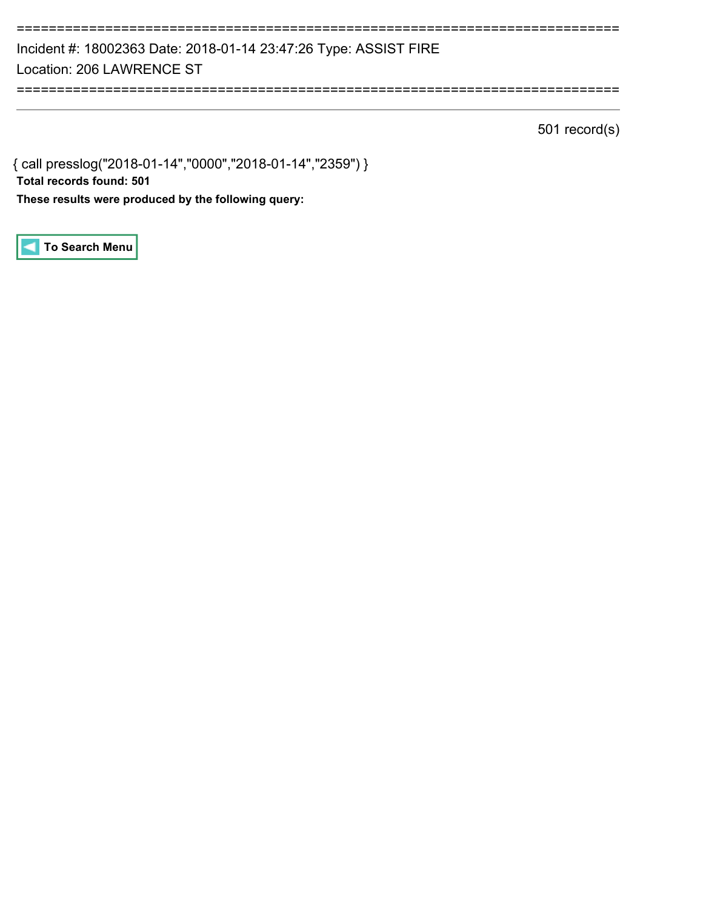===========================================================================
Incident #: 18002363 Date: 2018-01-14 23:47:26 Type: ASSIST FIRE
Location: 206 LAWRENCE ST
===========================================================================

---

501 record(s)

{ call presslog("2018-01-14","0000","2018-01-14","2359") }

**Total records found: 501**

**These results were produced by the following query:**

**To Search Menu**